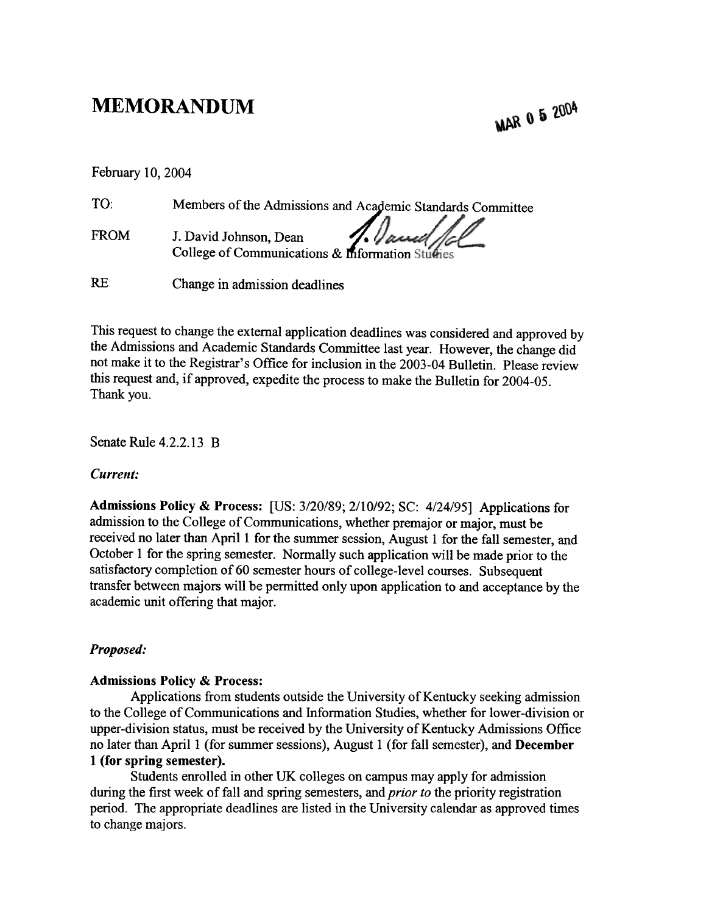# MEMORANDUM

MAR 0 5 2004

February 10, 2004

TO: Members of the Admissions and Academic Standards Committee

FROM J. David Johnson, Dean
College of Communications & Information Studies

RE Change in admission deadlines

This request to change the external application deadlines was considered and approved by the Admissions and Academic Standards Committee last year. However, the change did not make it to the Registrar's Office for inclusion in the 2003-04 Bulletin. Please review this request and, if approved, expedite the process to make the Bulletin for 2004-05. Thank you.

Senate Rule 4.2.2.13 B

*Current:*

**Admissions Policy & Process:** [US: 3/20/89; 2/10/92; SC: 4/24/95] Applications for admission to the College of Communications, whether premajor or major, must be received no later than April 1 for the summer session, August 1 for the fall semester, and October 1 for the spring semester. Normally such application will be made prior to the satisfactory completion of 60 semester hours of college-level courses. Subsequent transfer between majors will be permitted only upon application to and acceptance by the academic unit offering that major.

***Proposed:***

**Admissions Policy & Process:**

Applications from students outside the University of Kentucky seeking admission to the College of Communications and Information Studies, whether for lower-division or upper-division status, must be received by the University of Kentucky Admissions Office no later than April 1 (for summer sessions), August 1 (for fall semester), and **December 1 (for spring semester).**

Students enrolled in other UK colleges on campus may apply for admission during the first week of fall and spring semesters, and *prior to* the priority registration period. The appropriate deadlines are listed in the University calendar as approved times to change majors.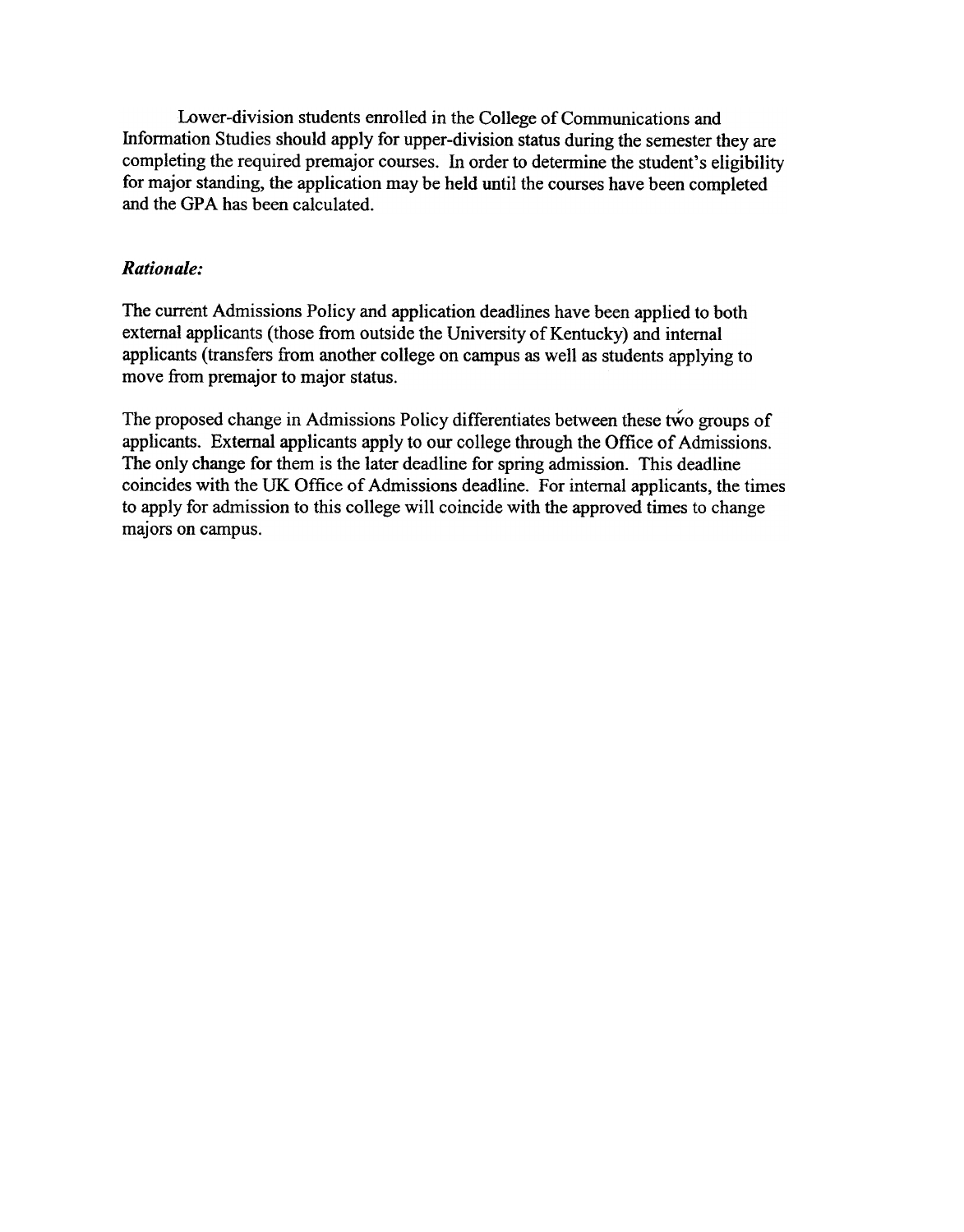Lower-division students enrolled in the College of Communications and Information Studies should apply for upper-division status during the semester they are completing the required premajor courses. In order to determine the student's eligibility for major standing, the application may be held until the courses have been completed and the GPA has been calculated.

***Rationale:***

The current Admissions Policy and application deadlines have been applied to both external applicants (those from outside the University of Kentucky) and internal applicants (transfers from another college on campus as well as students applying to move from premajor to major status.

The proposed change in Admissions Policy differentiates between these two groups of applicants. External applicants apply to our college through the Office of Admissions. The only change for them is the later deadline for spring admission. This deadline coincides with the UK Office of Admissions deadline. For internal applicants, the times to apply for admission to this college will coincide with the approved times to change majors on campus.